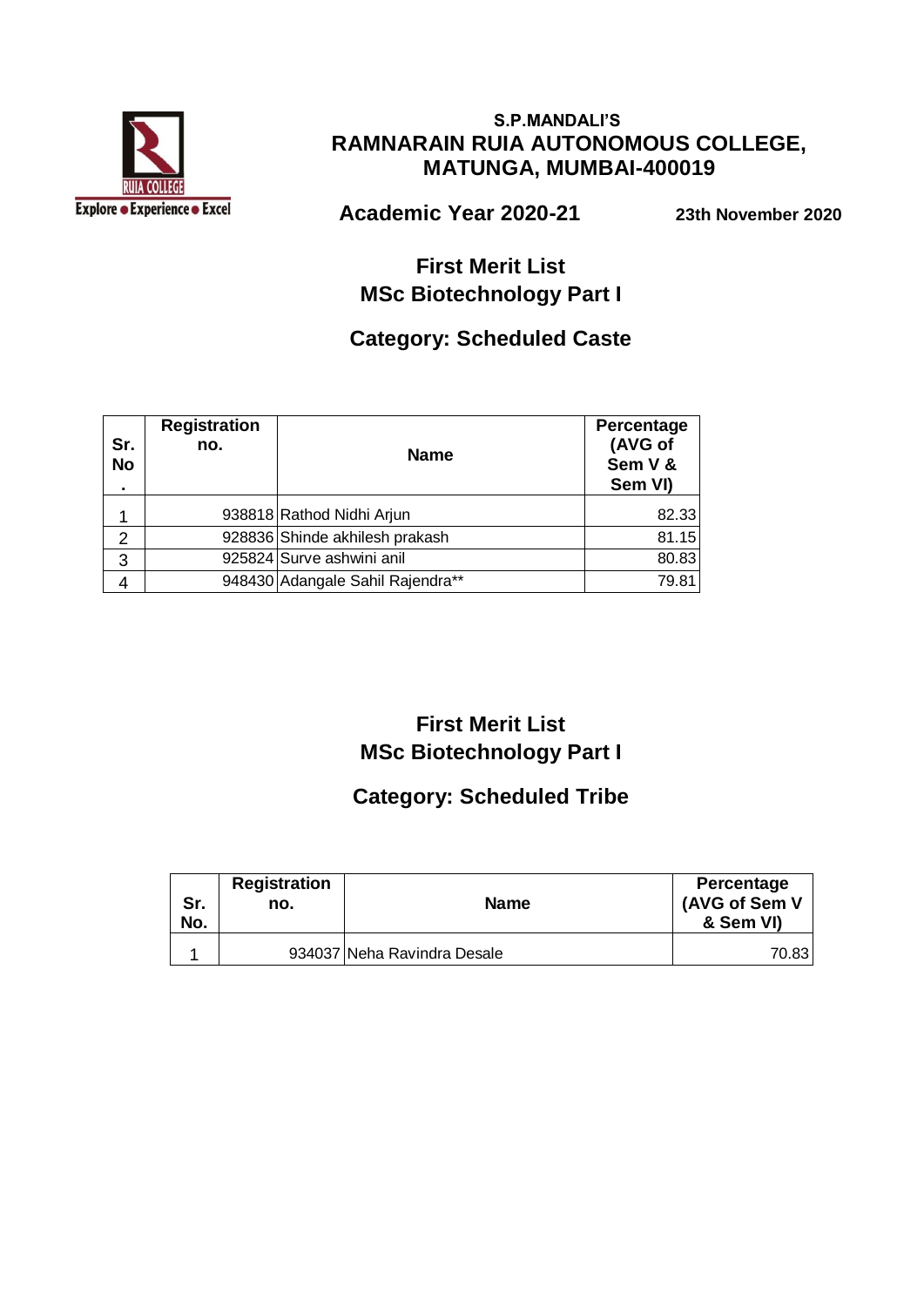S.P.MANDALI'S

# RAMNARAIN RUIA AUTONOMOUS COLLEGE, MATUNGA, MUMBAI-400019

**Academic Year 2020-21** **23th November 2020**

## First Merit List
## MSc Biotechnology Part I

### Category: Scheduled Caste

| Sr. No. | Registration no. | Name | Percentage (AVG of Sem V & Sem VI) |
|---|---|---|---|
| 1 | 938818 | Rathod Nidhi Arjun | 82.33 |
| 2 | 928836 | Shinde akhilesh prakash | 81.15 |
| 3 | 925824 | Surve ashwini anil | 80.83 |
| 4 | 948430 | Adangale Sahil Rajendra** | 79.81 |

## First Merit List
## MSc Biotechnology Part I

### Category: Scheduled Tribe

| Sr. No. | Registration no. | Name | Percentage (AVG of Sem V & Sem VI) |
|---|---|---|---|
| 1 | 934037 | Neha Ravindra Desale | 70.83 |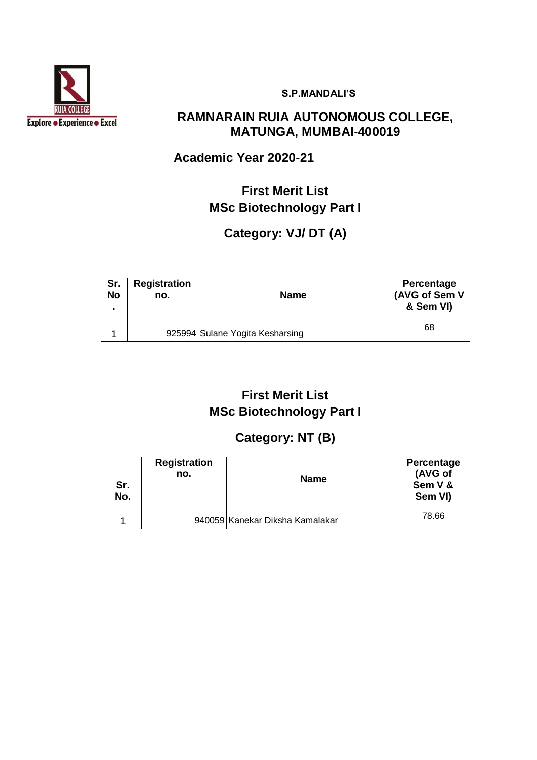S.P.MANDALI'S

# RAMNARAIN RUIA AUTONOMOUS COLLEGE, MATUNGA, MUMBAI-400019

## Academic Year 2020-21

## First Merit List
## MSc Biotechnology Part I

### Category: VJ/ DT (A)

| Sr. No. | Registration no. | Name | Percentage (AVG of Sem V & Sem VI) |
|---|---|---|---|
| 1 | 925994 | Sulane Yogita Kesharsing | 68 |

## First Merit List
## MSc Biotechnology Part I

### Category: NT (B)

| Sr. No. | Registration no. | Name | Percentage (AVG of Sem V & Sem VI) |
|---|---|---|---|
| 1 | 940059 | Kanekar Diksha Kamalakar | 78.66 |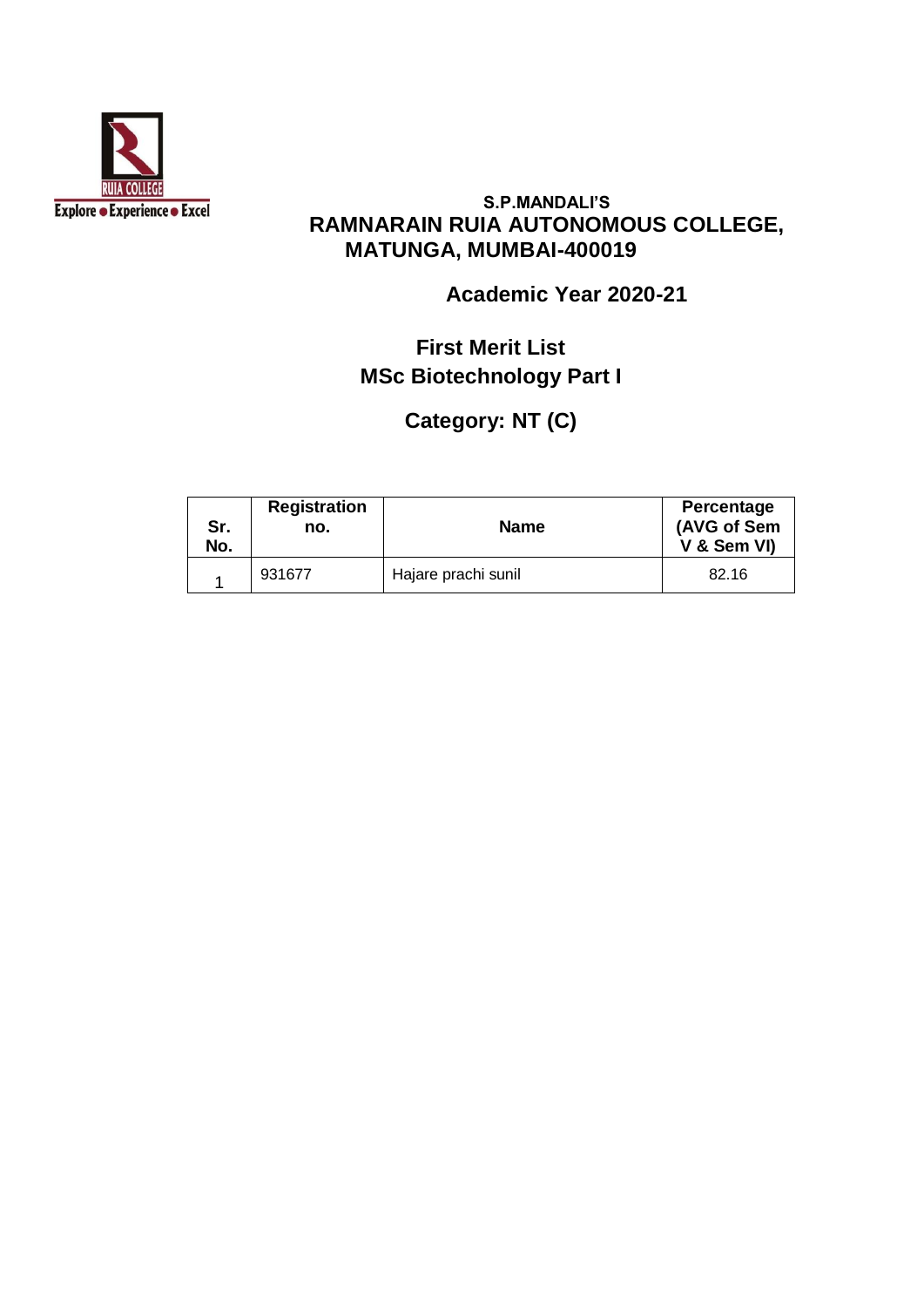**S.P.MANDALI'S**

# RAMNARAIN RUIA AUTONOMOUS COLLEGE, MATUNGA, MUMBAI-400019

## Academic Year 2020-21

## First Merit List
## MSc Biotechnology Part I

## Category: NT (C)

| Sr. No. | Registration no. | Name | Percentage (AVG of Sem V & Sem VI) |
|---|---|---|---|
| 1 | 931677 | Hajare prachi sunil | 82.16 |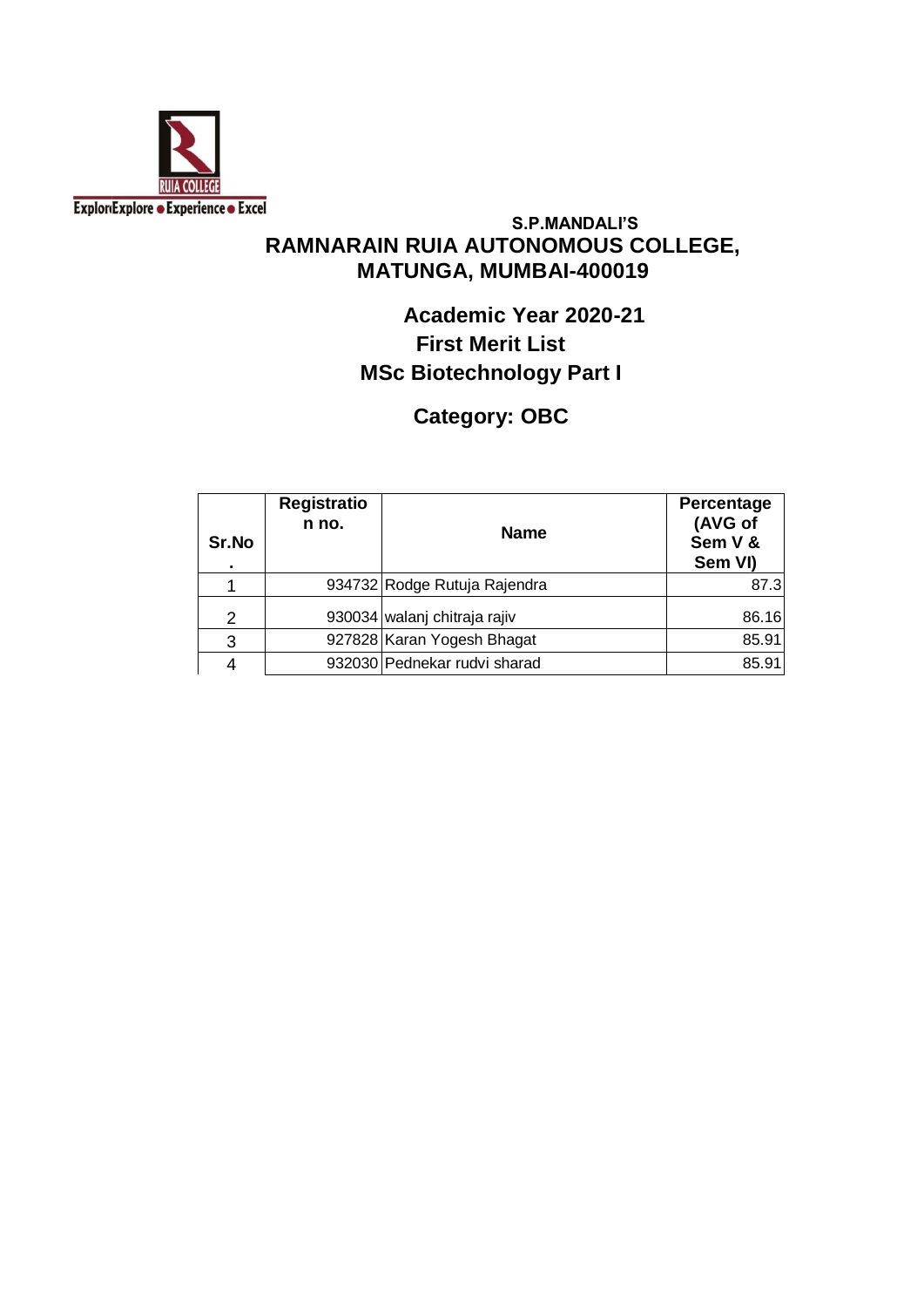RUIA COLLEGE

ExplorıExplore ● Experience ● Excel

**S.P.MANDALI'S**

## RAMNARAIN RUIA AUTONOMOUS COLLEGE, MATUNGA, MUMBAI-400019

### Academic Year 2020-21
### First Merit List
### MSc Biotechnology Part I

### Category: OBC

| Sr.No. | Registration no. | Name | Percentage (AVG of Sem V & Sem VI) |
|---|---|---|---|
| 1 | 934732 | Rodge Rutuja Rajendra | 87.3 |
| 2 | 930034 | walanj chitraja rajiv | 86.16 |
| 3 | 927828 | Karan Yogesh Bhagat | 85.91 |
| 4 | 932030 | Pednekar rudvi sharad | 85.91 |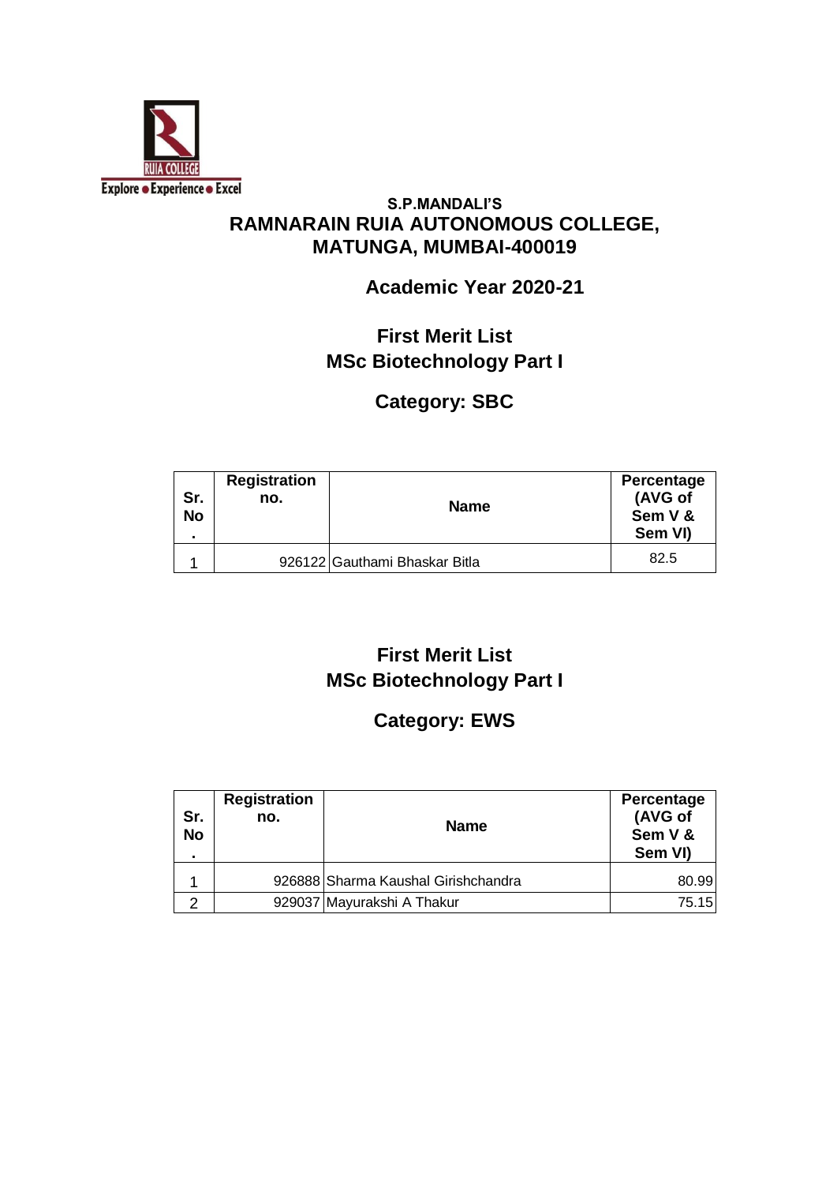S.P.MANDALI'S

# RAMNARAIN RUIA AUTONOMOUS COLLEGE, MATUNGA, MUMBAI-400019

## Academic Year 2020-21

## First Merit List
## MSc Biotechnology Part I

## Category: SBC

| Sr. No. | Registration no. | Name | Percentage (AVG of Sem V & Sem VI) |
|---|---|---|---|
| 1 | 926122 | Gauthami Bhaskar Bitla | 82.5 |

## First Merit List
## MSc Biotechnology Part I

## Category: EWS

| Sr. No. | Registration no. | Name | Percentage (AVG of Sem V & Sem VI) |
|---|---|---|---|
| 1 | 926888 | Sharma Kaushal Girishchandra | 80.99 |
| 2 | 929037 | Mayurakshi A Thakur | 75.15 |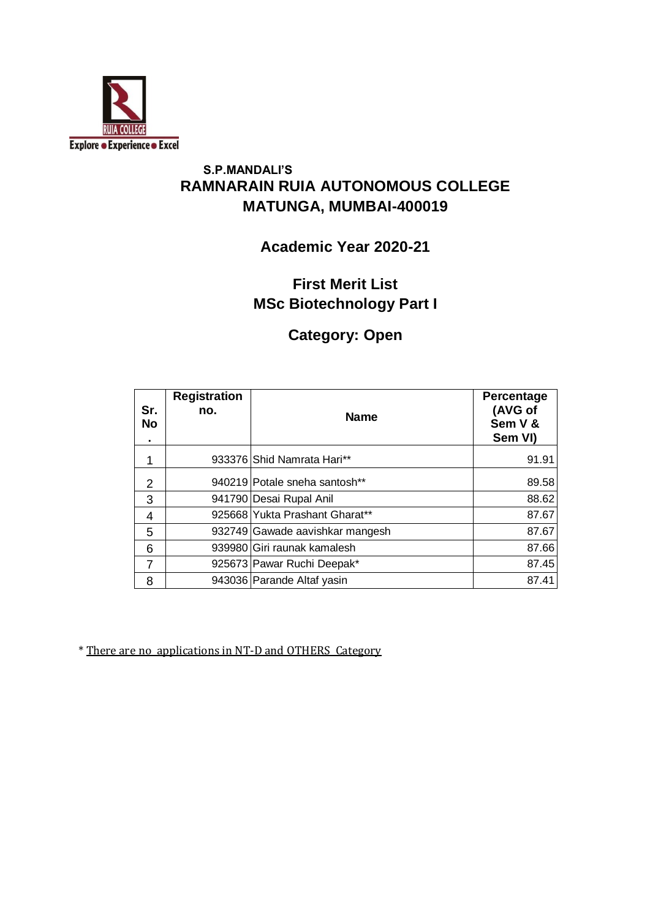**S.P.MANDALI'S**

# RAMNARAIN RUIA AUTONOMOUS COLLEGE
## MATUNGA, MUMBAI-400019

### Academic Year 2020-21

### First Merit List
### MSc Biotechnology Part I

### Category: Open

| Sr. No. | Registration no. | Name | Percentage (AVG of Sem V & Sem VI) |
|---|---|---|---|
| 1 | 933376 | Shid Namrata Hari** | 91.91 |
| 2 | 940219 | Potale sneha santosh** | 89.58 |
| 3 | 941790 | Desai Rupal Anil | 88.62 |
| 4 | 925668 | Yukta Prashant Gharat** | 87.67 |
| 5 | 932749 | Gawade aavishkar mangesh | 87.67 |
| 6 | 939980 | Giri raunak kamalesh | 87.66 |
| 7 | 925673 | Pawar Ruchi Deepak* | 87.45 |
| 8 | 943036 | Parande Altaf yasin | 87.41 |

* There are no applications in NT-D and OTHERS Category